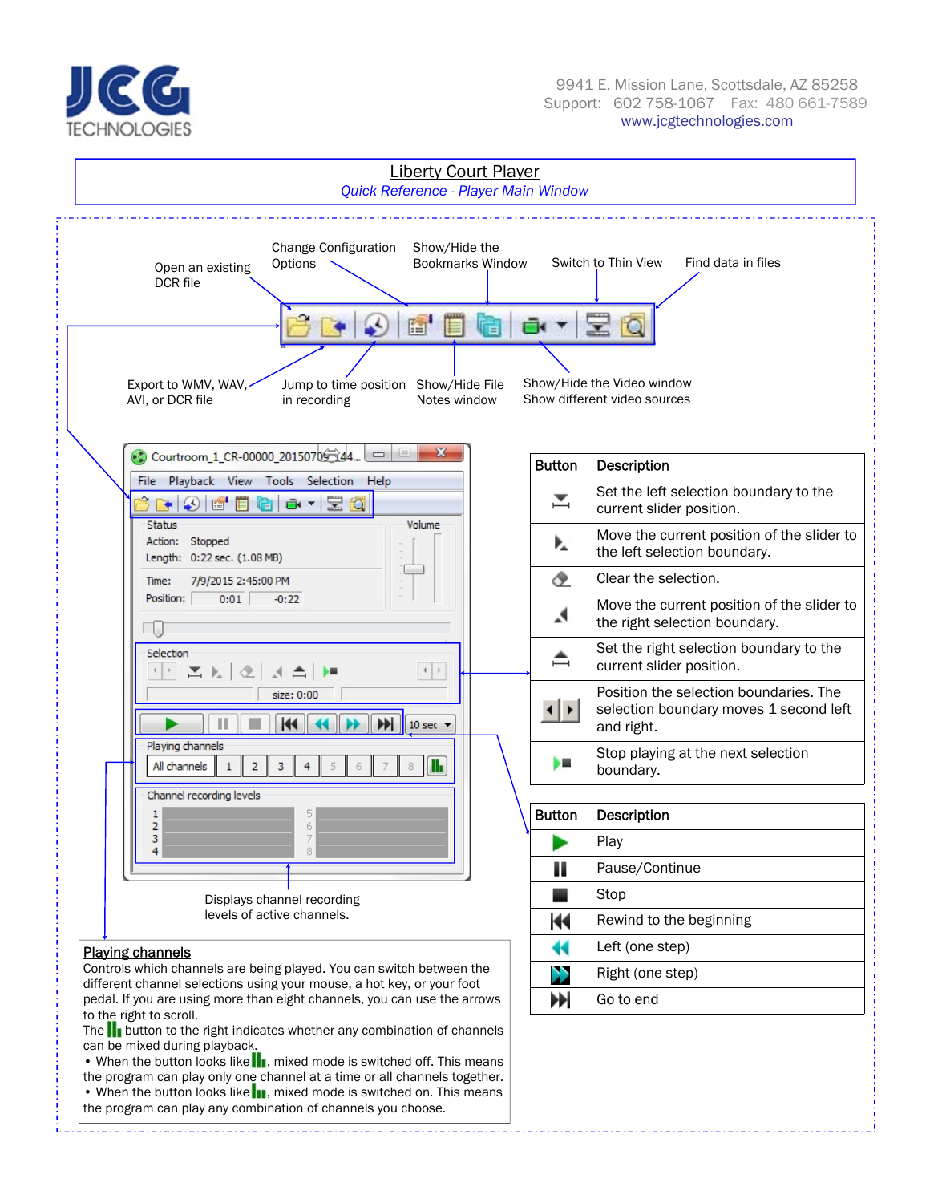JCG TECHNOLOGIES

9941 E. Mission Lane, Scottsdale, AZ 85258
Support: 602 758-1067 Fax: 480 661-7589
www.jcgtechnologies.com

# Liberty Court Player

*Quick Reference - Player Main Window*

Open an existing DCR file

Change Configuration Options

Show/Hide the Bookmarks Window

Switch to Thin View

Find data in files

Export to WMV, WAV, AVI, or DCR file

Jump to time position in recording

Show/Hide File Notes window

Show/Hide the Video window
Show different video sources

Courtroom_1_CR-00000_20150709 44...

File Playback View Tools Selection Help

Status
Action: Stopped
Length: 0:22 sec. (1.08 MB)
Time: 7/9/2015 2:45:00 PM
Position: 0:01 -0:22

Volume

Selection
size: 0:00

10 sec

Playing channels
All channels 1 2 3 4 5 6 7 8

Channel recording levels
1 2 3 4 5 6 7 8

Displays channel recording levels of active channels.

| Button | Description |
|---|---|
| | Set the left selection boundary to the current slider position. |
| | Move the current position of the slider to the left selection boundary. |
| | Clear the selection. |
| | Move the current position of the slider to the right selection boundary. |
| | Set the right selection boundary to the current slider position. |
| | Position the selection boundaries. The selection boundary moves 1 second left and right. |
| | Stop playing at the next selection boundary. |

| Button | Description |
|---|---|
| | Play |
| | Pause/Continue |
| | Stop |
| | Rewind to the beginning |
| | Left (one step) |
| | Right (one step) |
| | Go to end |

## Playing channels

Controls which channels are being played. You can switch between the different channel selections using your mouse, a hot key, or your foot pedal. If you are using more than eight channels, you can use the arrows to the right to scroll.

The button to the right indicates whether any combination of channels can be mixed during playback.

- When the button looks like , mixed mode is switched off. This means the program can play only one channel at a time or all channels together.
- When the button looks like , mixed mode is switched on. This means the program can play any combination of channels you choose.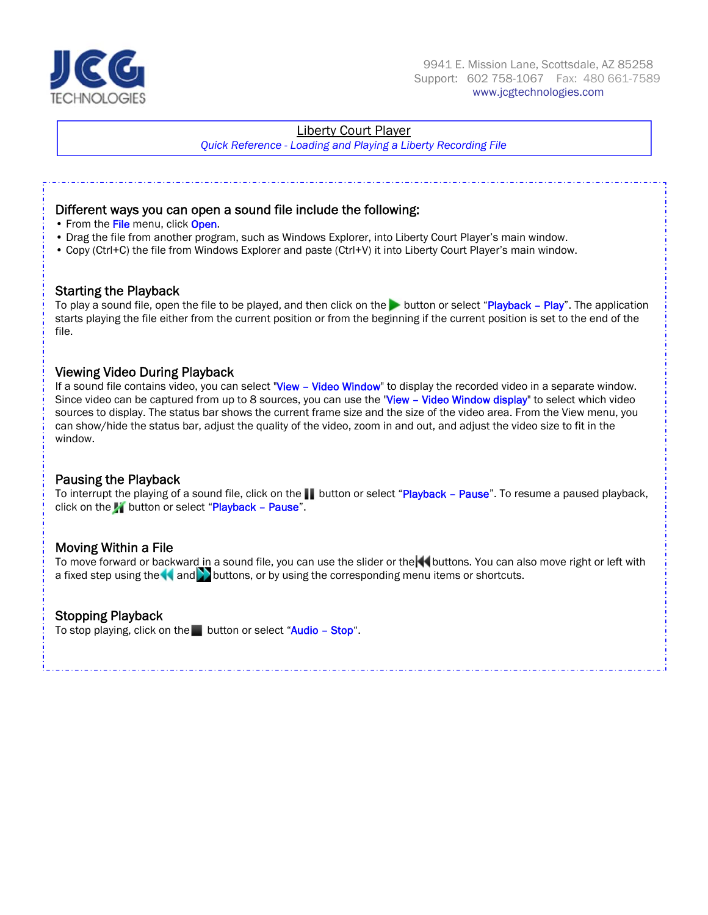JCG TECHNOLOGIES

9941 E. Mission Lane, Scottsdale, AZ 85258
Support: 602 758-1067 Fax: 480 661-7589
www.jcgtechnologies.com

# Liberty Court Player

*Quick Reference - Loading and Playing a Liberty Recording File*

## Different ways you can open a sound file include the following:

- From the File menu, click Open.
- Drag the file from another program, such as Windows Explorer, into Liberty Court Player's main window.
- Copy (Ctrl+C) the file from Windows Explorer and paste (Ctrl+V) it into Liberty Court Player's main window.

## Starting the Playback

To play a sound file, open the file to be played, and then click on the button or select "Playback – Play". The application starts playing the file either from the current position or from the beginning if the current position is set to the end of the file.

## Viewing Video During Playback

If a sound file contains video, you can select "View – Video Window" to display the recorded video in a separate window. Since video can be captured from up to 8 sources, you can use the "View – Video Window display" to select which video sources to display. The status bar shows the current frame size and the size of the video area. From the View menu, you can show/hide the status bar, adjust the quality of the video, zoom in and out, and adjust the video size to fit in the window.

## Pausing the Playback

To interrupt the playing of a sound file, click on the button or select "Playback – Pause". To resume a paused playback, click on the button or select "Playback – Pause".

## Moving Within a File

To move forward or backward in a sound file, you can use the slider or the buttons. You can also move right or left with a fixed step using the and buttons, or by using the corresponding menu items or shortcuts.

## Stopping Playback

To stop playing, click on the button or select "Audio – Stop".